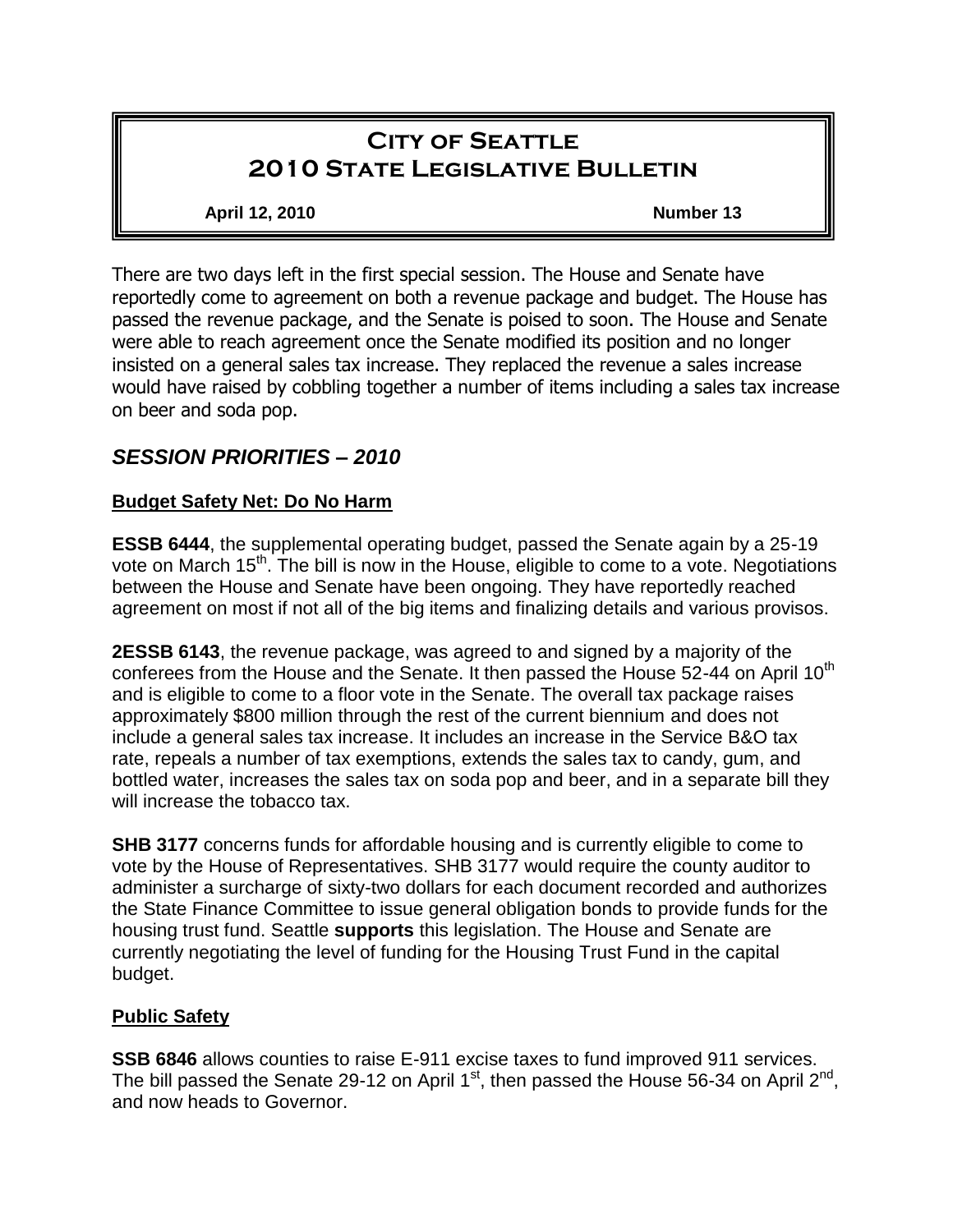# City of Seattle
# 2010 State Legislative Bulletin

**April 12, 2010** **Number 13**

There are two days left in the first special session. The House and Senate have reportedly come to agreement on both a revenue package and budget. The House has passed the revenue package, and the Senate is poised to soon. The House and Senate were able to reach agreement once the Senate modified its position and no longer insisted on a general sales tax increase. They replaced the revenue a sales increase would have raised by cobbling together a number of items including a sales tax increase on beer and soda pop.

## *SESSION PRIORITIES – 2010*

### Budget Safety Net: Do No Harm

**ESSB 6444**, the supplemental operating budget, passed the Senate again by a 25-19 vote on March 15th. The bill is now in the House, eligible to come to a vote. Negotiations between the House and Senate have been ongoing. They have reportedly reached agreement on most if not all of the big items and finalizing details and various provisos.

**2ESSB 6143**, the revenue package, was agreed to and signed by a majority of the conferees from the House and the Senate. It then passed the House 52-44 on April 10th and is eligible to come to a floor vote in the Senate. The overall tax package raises approximately $800 million through the rest of the current biennium and does not include a general sales tax increase. It includes an increase in the Service B&O tax rate, repeals a number of tax exemptions, extends the sales tax to candy, gum, and bottled water, increases the sales tax on soda pop and beer, and in a separate bill they will increase the tobacco tax.

**SHB 3177** concerns funds for affordable housing and is currently eligible to come to vote by the House of Representatives. SHB 3177 would require the county auditor to administer a surcharge of sixty-two dollars for each document recorded and authorizes the State Finance Committee to issue general obligation bonds to provide funds for the housing trust fund. Seattle **supports** this legislation. The House and Senate are currently negotiating the level of funding for the Housing Trust Fund in the capital budget.

### Public Safety

**SSB 6846** allows counties to raise E-911 excise taxes to fund improved 911 services. The bill passed the Senate 29-12 on April 1st, then passed the House 56-34 on April 2nd, and now heads to Governor.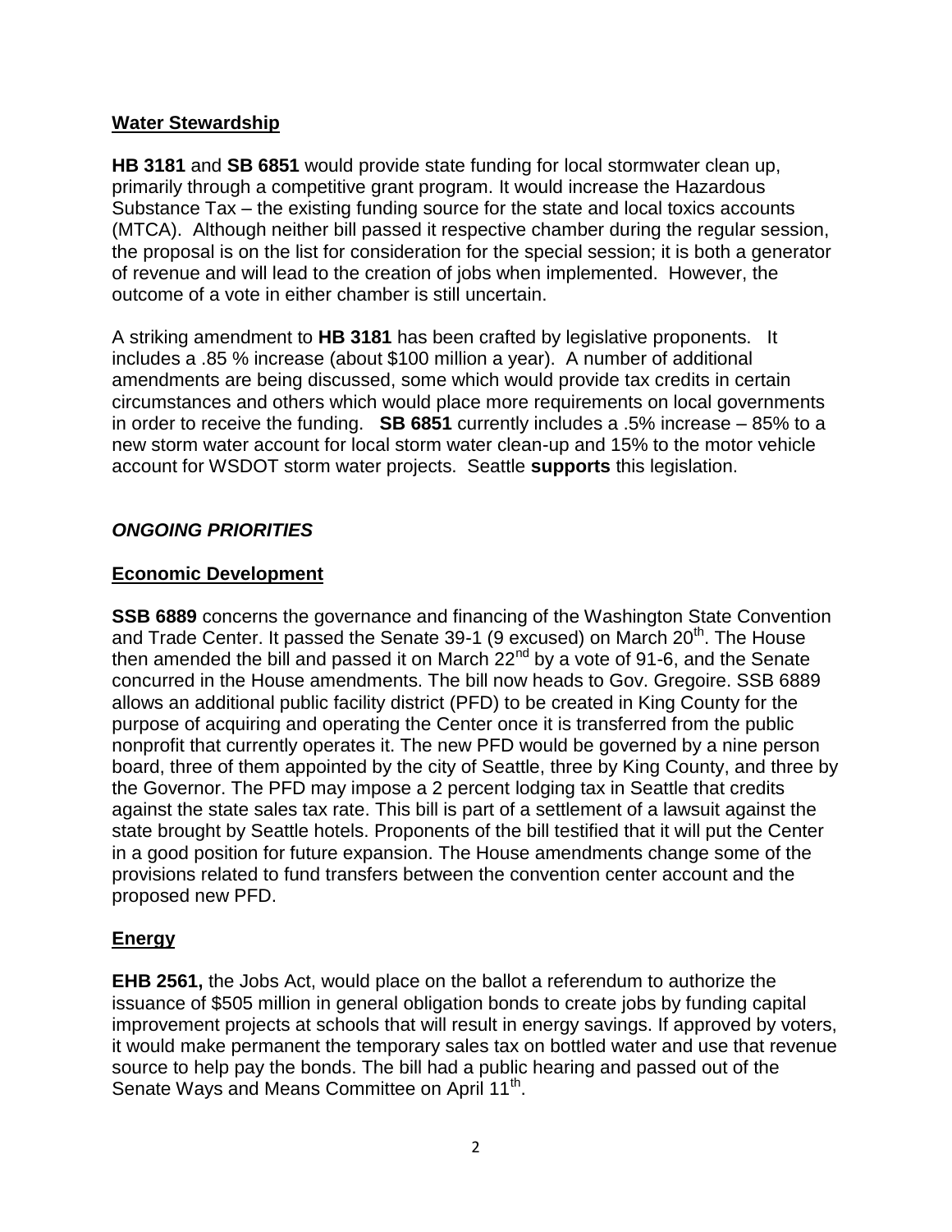## Water Stewardship

**HB 3181** and **SB 6851** would provide state funding for local stormwater clean up, primarily through a competitive grant program. It would increase the Hazardous Substance Tax – the existing funding source for the state and local toxics accounts (MTCA). Although neither bill passed it respective chamber during the regular session, the proposal is on the list for consideration for the special session; it is both a generator of revenue and will lead to the creation of jobs when implemented. However, the outcome of a vote in either chamber is still uncertain.

A striking amendment to **HB 3181** has been crafted by legislative proponents. It includes a .85 % increase (about $100 million a year). A number of additional amendments are being discussed, some which would provide tax credits in certain circumstances and others which would place more requirements on local governments in order to receive the funding. **SB 6851** currently includes a .5% increase – 85% to a new storm water account for local storm water clean-up and 15% to the motor vehicle account for WSDOT storm water projects. Seattle **supports** this legislation.

### *ONGOING PRIORITIES*

## Economic Development

**SSB 6889** concerns the governance and financing of the Washington State Convention and Trade Center. It passed the Senate 39-1 (9 excused) on March 20th. The House then amended the bill and passed it on March 22nd by a vote of 91-6, and the Senate concurred in the House amendments. The bill now heads to Gov. Gregoire. SSB 6889 allows an additional public facility district (PFD) to be created in King County for the purpose of acquiring and operating the Center once it is transferred from the public nonprofit that currently operates it. The new PFD would be governed by a nine person board, three of them appointed by the city of Seattle, three by King County, and three by the Governor. The PFD may impose a 2 percent lodging tax in Seattle that credits against the state sales tax rate. This bill is part of a settlement of a lawsuit against the state brought by Seattle hotels. Proponents of the bill testified that it will put the Center in a good position for future expansion. The House amendments change some of the provisions related to fund transfers between the convention center account and the proposed new PFD.

## Energy

**EHB 2561,** the Jobs Act, would place on the ballot a referendum to authorize the issuance of $505 million in general obligation bonds to create jobs by funding capital improvement projects at schools that will result in energy savings. If approved by voters, it would make permanent the temporary sales tax on bottled water and use that revenue source to help pay the bonds. The bill had a public hearing and passed out of the Senate Ways and Means Committee on April 11th.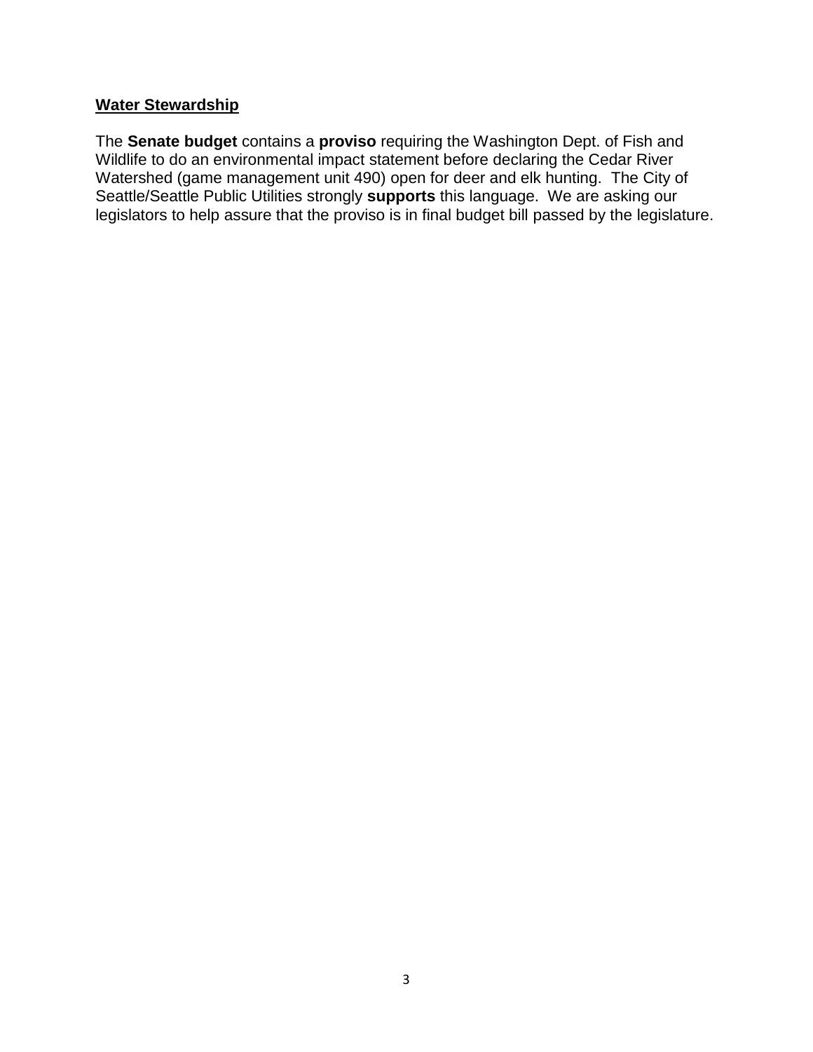**Water Stewardship**

The **Senate budget** contains a **proviso** requiring the Washington Dept. of Fish and Wildlife to do an environmental impact statement before declaring the Cedar River Watershed (game management unit 490) open for deer and elk hunting. The City of Seattle/Seattle Public Utilities strongly **supports** this language. We are asking our legislators to help assure that the proviso is in final budget bill passed by the legislature.